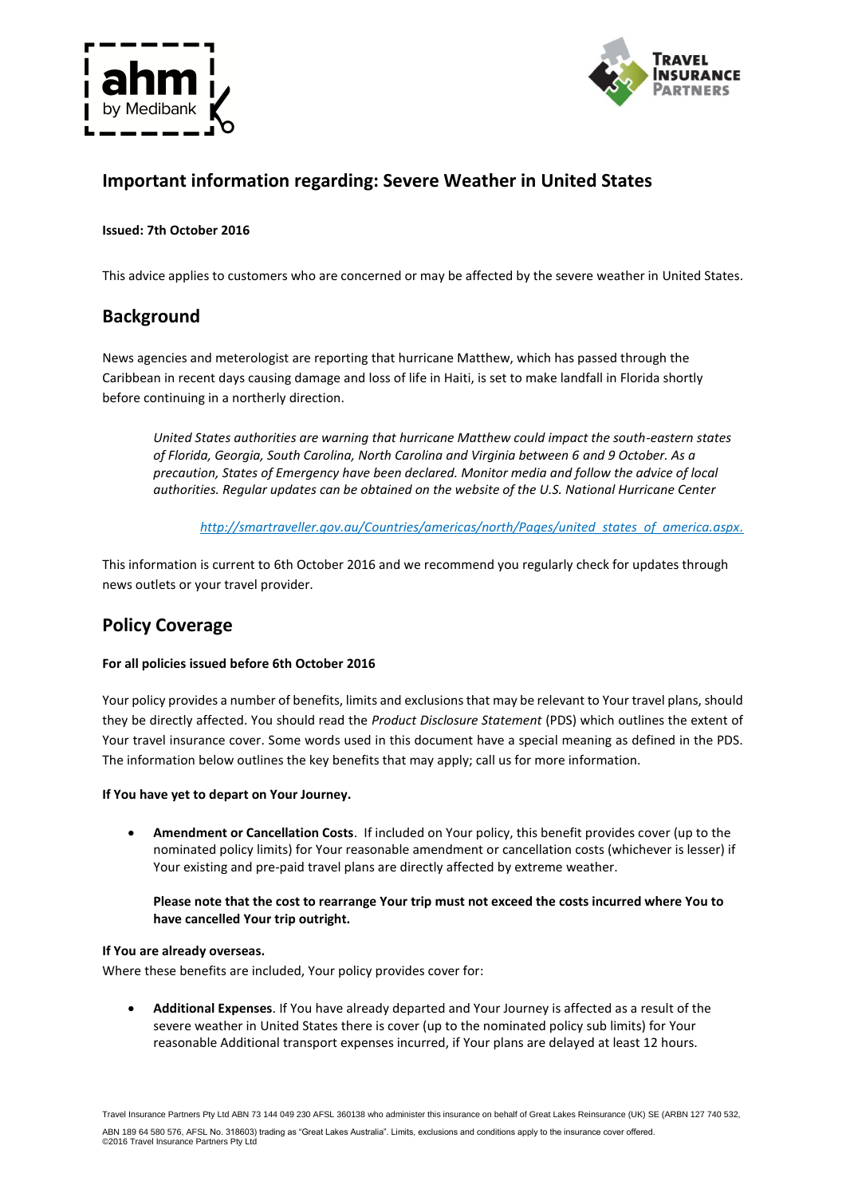## Important information regarding: Severe Weather in United States

**Issued: 7th October 2016**

This advice applies to customers who are concerned or may be affected by the severe weather in United States.

## Background

News agencies and meterologist are reporting that hurricane Matthew, which has passed through the Caribbean in recent days causing damage and loss of life in Haiti, is set to make landfall in Florida shortly before continuing in a northerly direction.

> *United States authorities are warning that hurricane Matthew could impact the south-eastern states of Florida, Georgia, South Carolina, North Carolina and Virginia between 6 and 9 October. As a precaution, States of Emergency have been declared. Monitor media and follow the advice of local authorities. Regular updates can be obtained on the website of the U.S. National Hurricane Center*
>
> *http://smartraveller.gov.au/Countries/americas/north/Pages/united_states_of_america.aspx.*

This information is current to 6th October 2016 and we recommend you regularly check for updates through news outlets or your travel provider.

## Policy Coverage

**For all policies issued before 6th October 2016**

Your policy provides a number of benefits, limits and exclusions that may be relevant to Your travel plans, should they be directly affected. You should read the *Product Disclosure Statement* (PDS) which outlines the extent of Your travel insurance cover. Some words used in this document have a special meaning as defined in the PDS. The information below outlines the key benefits that may apply; call us for more information.

**If You have yet to depart on Your Journey.**

- **Amendment or Cancellation Costs**. If included on Your policy, this benefit provides cover (up to the nominated policy limits) for Your reasonable amendment or cancellation costs (whichever is lesser) if Your existing and pre-paid travel plans are directly affected by extreme weather.

  **Please note that the cost to rearrange Your trip must not exceed the costs incurred where You to have cancelled Your trip outright.**

**If You are already overseas.**

Where these benefits are included, Your policy provides cover for:

- **Additional Expenses**. If You have already departed and Your Journey is affected as a result of the severe weather in United States there is cover (up to the nominated policy sub limits) for Your reasonable Additional transport expenses incurred, if Your plans are delayed at least 12 hours.

Travel Insurance Partners Pty Ltd ABN 73 144 049 230 AFSL 360138 who administer this insurance on behalf of Great Lakes Reinsurance (UK) SE (ARBN 127 740 532, ABN 189 64 580 576, AFSL No. 318603) trading as "Great Lakes Australia". Limits, exclusions and conditions apply to the insurance cover offered.
©2016 Travel Insurance Partners Pty Ltd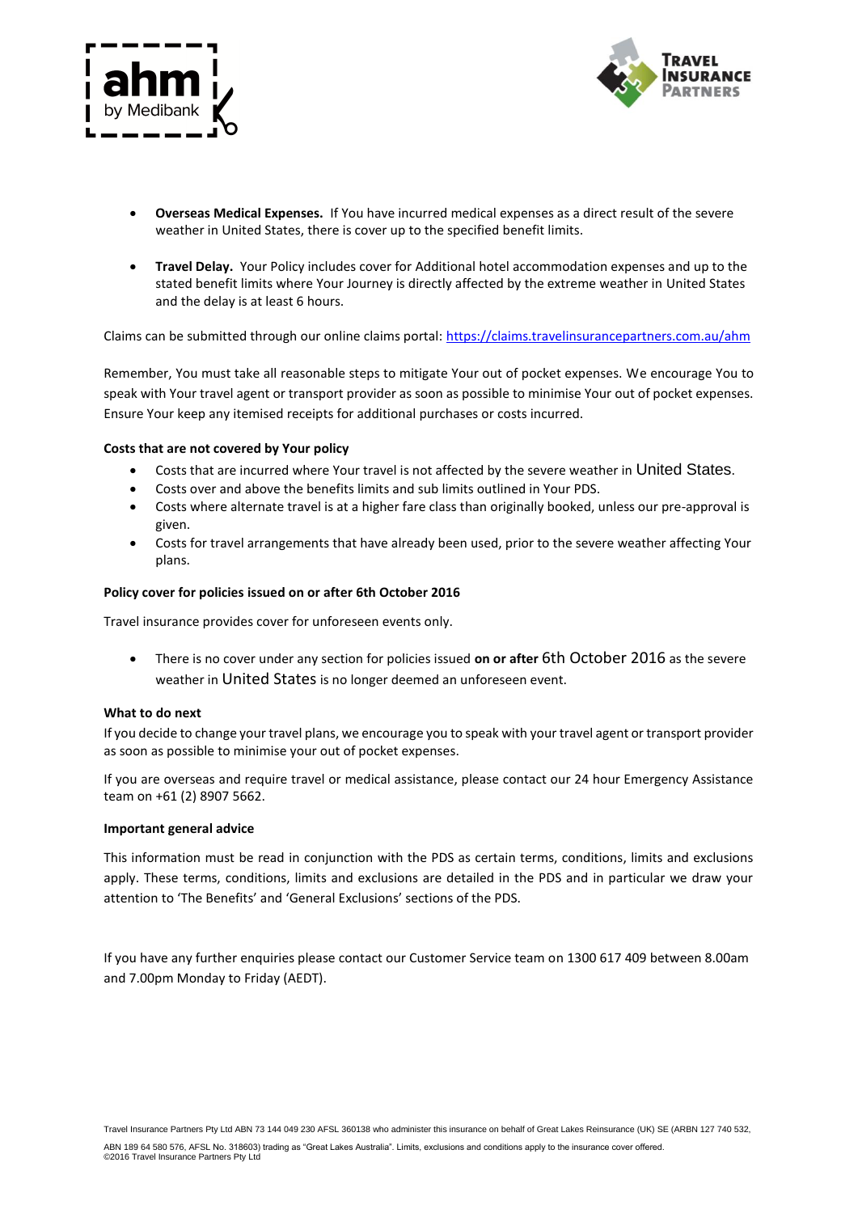- **Overseas Medical Expenses.** If You have incurred medical expenses as a direct result of the severe weather in United States, there is cover up to the specified benefit limits.

- **Travel Delay.** Your Policy includes cover for Additional hotel accommodation expenses and up to the stated benefit limits where Your Journey is directly affected by the extreme weather in United States and the delay is at least 6 hours.

Claims can be submitted through our online claims portal: https://claims.travelinsurancepartners.com.au/ahm

Remember, You must take all reasonable steps to mitigate Your out of pocket expenses. We encourage You to speak with Your travel agent or transport provider as soon as possible to minimise Your out of pocket expenses. Ensure Your keep any itemised receipts for additional purchases or costs incurred.

**Costs that are not covered by Your policy**

- Costs that are incurred where Your travel is not affected by the severe weather in United States.
- Costs over and above the benefits limits and sub limits outlined in Your PDS.
- Costs where alternate travel is at a higher fare class than originally booked, unless our pre-approval is given.
- Costs for travel arrangements that have already been used, prior to the severe weather affecting Your plans.

**Policy cover for policies issued on or after 6th October 2016**

Travel insurance provides cover for unforeseen events only.

- There is no cover under any section for policies issued **on or after** 6th October 2016 as the severe weather in United States is no longer deemed an unforeseen event.

**What to do next**

If you decide to change your travel plans, we encourage you to speak with your travel agent or transport provider as soon as possible to minimise your out of pocket expenses.

If you are overseas and require travel or medical assistance, please contact our 24 hour Emergency Assistance team on +61 (2) 8907 5662.

**Important general advice**

This information must be read in conjunction with the PDS as certain terms, conditions, limits and exclusions apply. These terms, conditions, limits and exclusions are detailed in the PDS and in particular we draw your attention to 'The Benefits' and 'General Exclusions' sections of the PDS.

If you have any further enquiries please contact our Customer Service team on 1300 617 409 between 8.00am and 7.00pm Monday to Friday (AEDT).

Travel Insurance Partners Pty Ltd ABN 73 144 049 230 AFSL 360138 who administer this insurance on behalf of Great Lakes Reinsurance (UK) SE (ARBN 127 740 532, ABN 189 64 580 576, AFSL No. 318603) trading as "Great Lakes Australia". Limits, exclusions and conditions apply to the insurance cover offered.
©2016 Travel Insurance Partners Pty Ltd